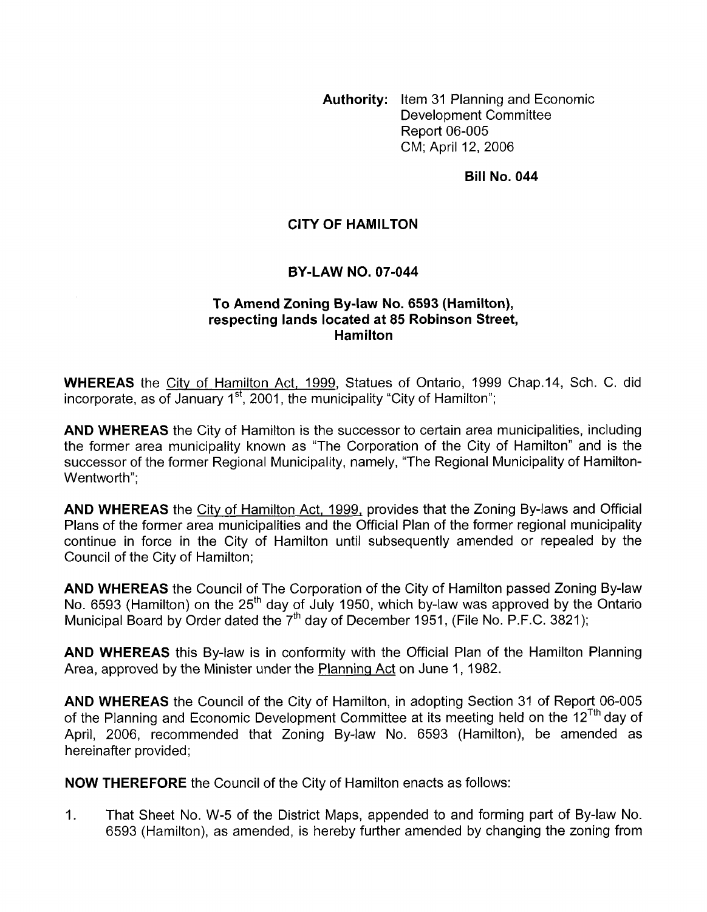**Authority:** Item 31 Planning and Economic Development Committee Report 06-005 CM; April 12, 2006

**Bill No. 044**

**CITY OF HAMILTON**

**BY-LAW NO. 07-044**

**To Amend Zoning By-law No. 6593 (Hamilton), respecting lands located at 85 Robinson Street, Hamilton**

**WHEREAS** the City of Hamilton Act, 1999, Statues of Ontario, 1999 Chap.14, Sch. C. did incorporate, as of January 1st, 2001, the municipality "City of Hamilton";

**AND WHEREAS** the City of Hamilton is the successor to certain area municipalities, including the former area municipality known as "The Corporation of the City of Hamilton" and is the successor of the former Regional Municipality, namely, "The Regional Municipality of Hamilton-Wentworth";

**AND WHEREAS** the City of Hamilton Act, 1999, provides that the Zoning By-laws and Official Plans of the former area municipalities and the Official Plan of the former regional municipality continue in force in the City of Hamilton until subsequently amended or repealed by the Council of the City of Hamilton;

**AND WHEREAS** the Council of The Corporation of the City of Hamilton passed Zoning By-law No. 6593 (Hamilton) on the 25th day of July 1950, which by-law was approved by the Ontario Municipal Board by Order dated the 7th day of December 1951, (File No. P.F.C. 3821);

**AND WHEREAS** this By-law is in conformity with the Official Plan of the Hamilton Planning Area, approved by the Minister under the Planning Act on June 1, 1982.

**AND WHEREAS** the Council of the City of Hamilton, in adopting Section 31 of Report 06-005 of the Planning and Economic Development Committee at its meeting held on the 12Tth day of April, 2006, recommended that Zoning By-law No. 6593 (Hamilton), be amended as hereinafter provided;

**NOW THEREFORE** the Council of the City of Hamilton enacts as follows:

1. That Sheet No. W-5 of the District Maps, appended to and forming part of By-law No. 6593 (Hamilton), as amended, is hereby further amended by changing the zoning from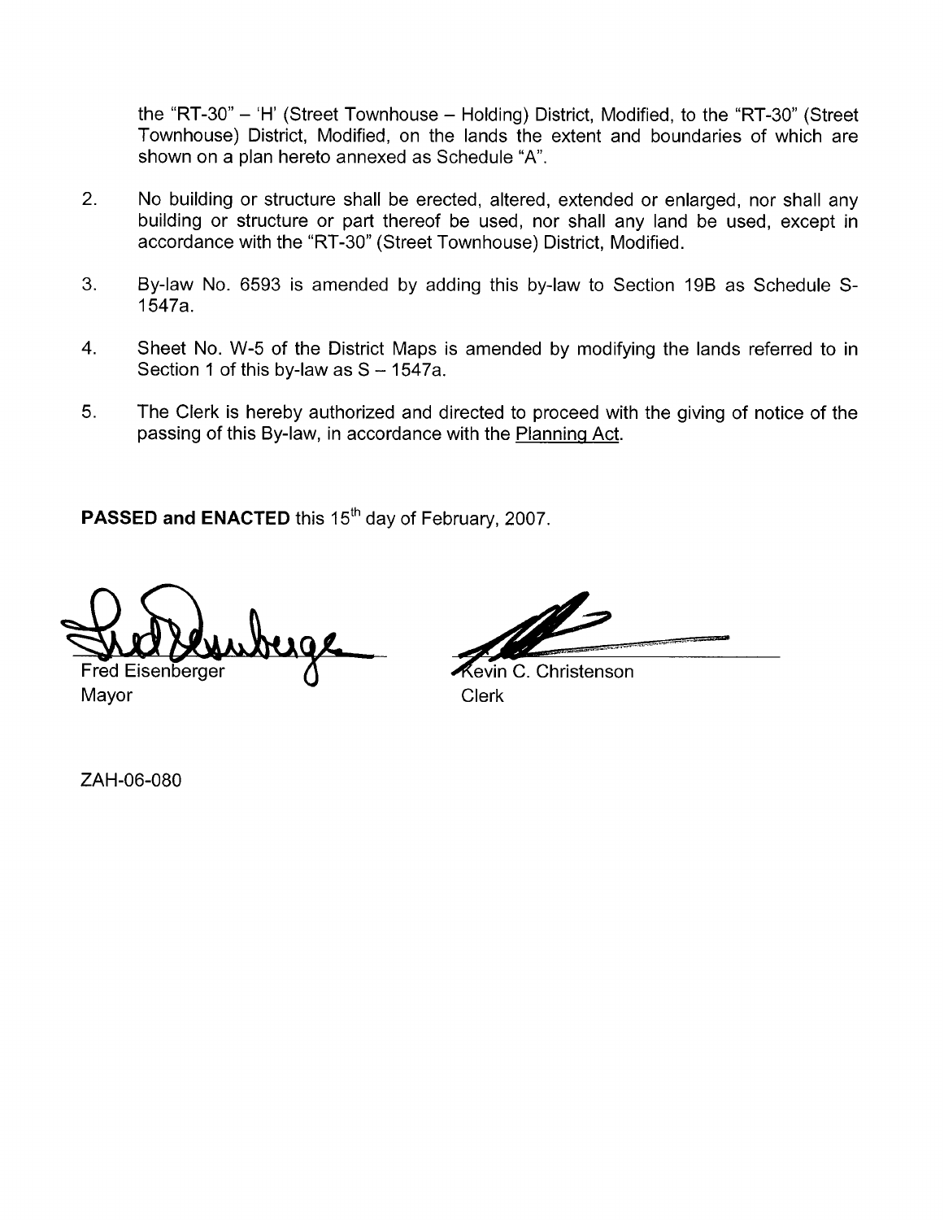the "RT-30" – 'H' (Street Townhouse – Holding) District, Modified, to the "RT-30" (Street Townhouse) District, Modified, on the lands the extent and boundaries of which are shown on a plan hereto annexed as Schedule "A".

2. No building or structure shall be erected, altered, extended or enlarged, nor shall any building or structure or part thereof be used, nor shall any land be used, except in accordance with the "RT-30" (Street Townhouse) District, Modified.

3. By-law No. 6593 is amended by adding this by-law to Section 19B as Schedule S-1547a.

4. Sheet No. W-5 of the District Maps is amended by modifying the lands referred to in Section 1 of this by-law as S – 1547a.

5. The Clerk is hereby authorized and directed to proceed with the giving of notice of the passing of this By-law, in accordance with the Planning Act.

**PASSED and ENACTED** this 15th day of February, 2007.

Fred Eisenberger
Mayor

Kevin C. Christenson
Clerk

ZAH-06-080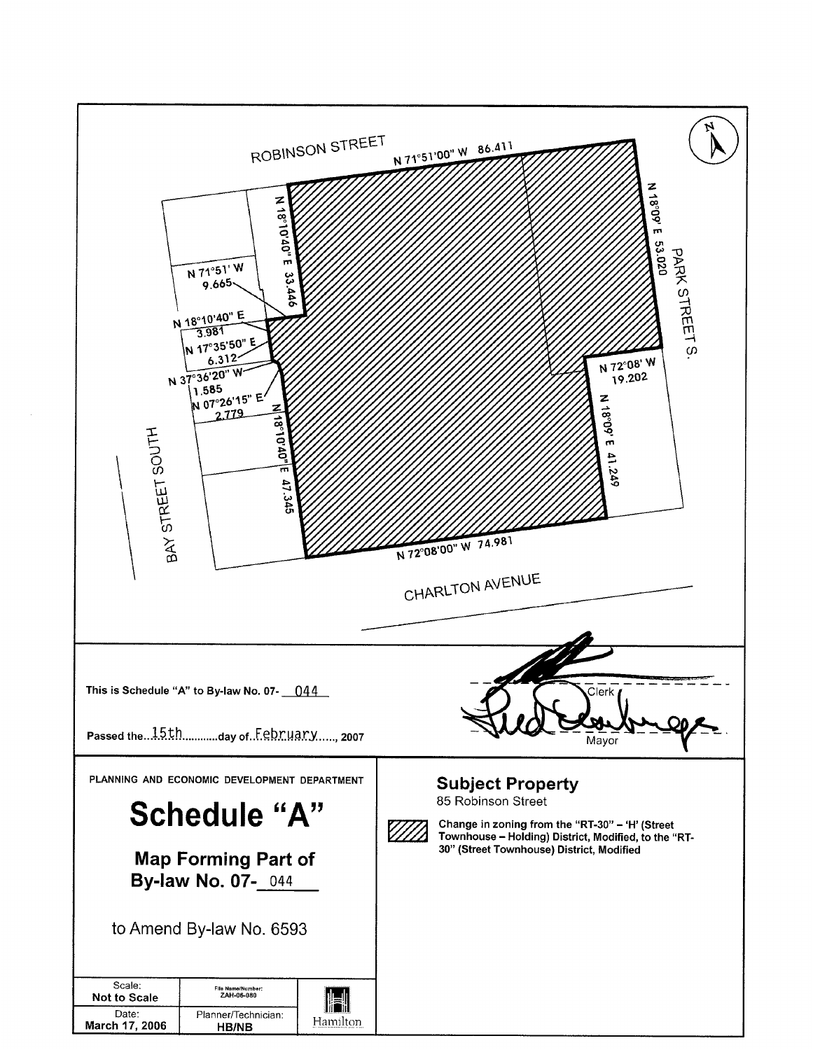ROBINSON STREET

N 71°51'00" W 86.411

N 18°10'40" E 33.446

N 18°09' E 53.020

PARK STREET S.

N 71°51' W
9.665

N 18°10'40" E
3.981

N 17°35'50" E
6.312

N 37°36'20" W
1.585

N 07°26'15" E
2.779

N 72°08' W
19.202

N 18°10'40" E 47.345

N 18°09' E 41.249

BAY STREET SOUTH

N 72°08'00" W 74.981

CHARLTON AVENUE

This is Schedule "A" to By-law No. 07- 044

Passed the 15th day of February, 2007

Clerk

Mayor

PLANNING AND ECONOMIC DEVELOPMENT DEPARTMENT

# Schedule "A"

## Map Forming Part of By-law No. 07- 044

to Amend By-law No. 6593

| Scale: | File Name/Number: | |
|---|---|---|
| Not to Scale | ZAH-06-080 | Hamilton |
| Date: | Planner/Technician: | |
| March 17, 2006 | HB/NB | |

## Subject Property

85 Robinson Street

Change in zoning from the "RT-30" – 'H' (Street Townhouse – Holding) District, Modified, to the "RT-30" (Street Townhouse) District, Modified